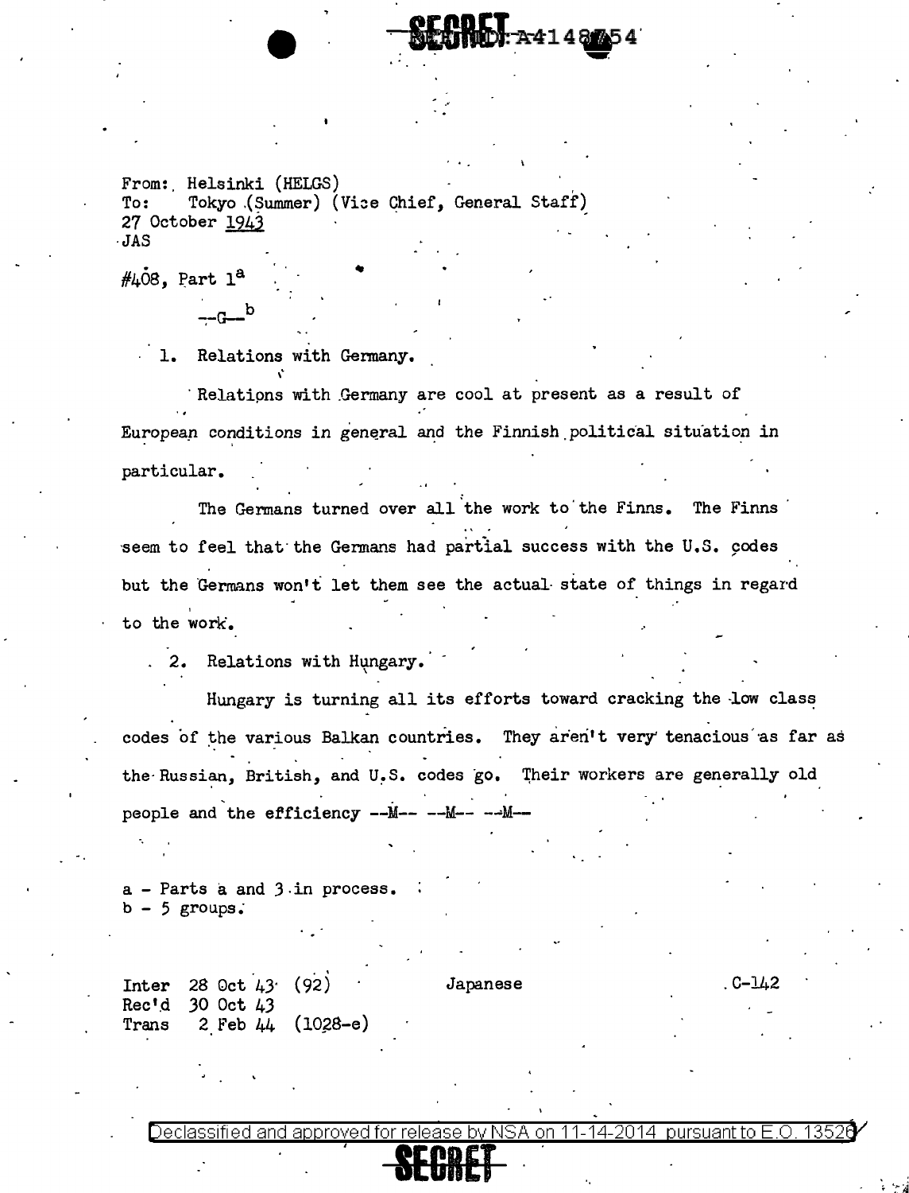SECRET

REF ID: A4148754

From: Helsinki (HELGS)
To: Tokyo (Summer) (Vice Chief, General Staff)
27 October 1943
JAS

#408, Part 1[a]

--G--[b]

1. Relations with Germany.

Relations with Germany are cool at present as a result of European conditions in general and the Finnish political situation in particular.

The Germans turned over all the work to the Finns. The Finns seem to feel that the Germans had partial success with the U.S. codes but the Germans won't let them see the actual state of things in regard to the work.

2. Relations with Hungary.

Hungary is turning all its efforts toward cracking the low class codes of the various Balkan countries. They aren't very tenacious as far as the Russian, British, and U.S. codes go. Their workers are generally old people and the efficiency --M-- --M-- --M--

a - Parts a and 3 in process.
b - 5 groups.

Inter 28 Oct 43 (92) Japanese C-142
Rec'd 30 Oct 43
Trans 2 Feb 44 (1028-e)

Declassified and approved for release by NSA on 11-14-2014 pursuant to E.O. 13526

SECRET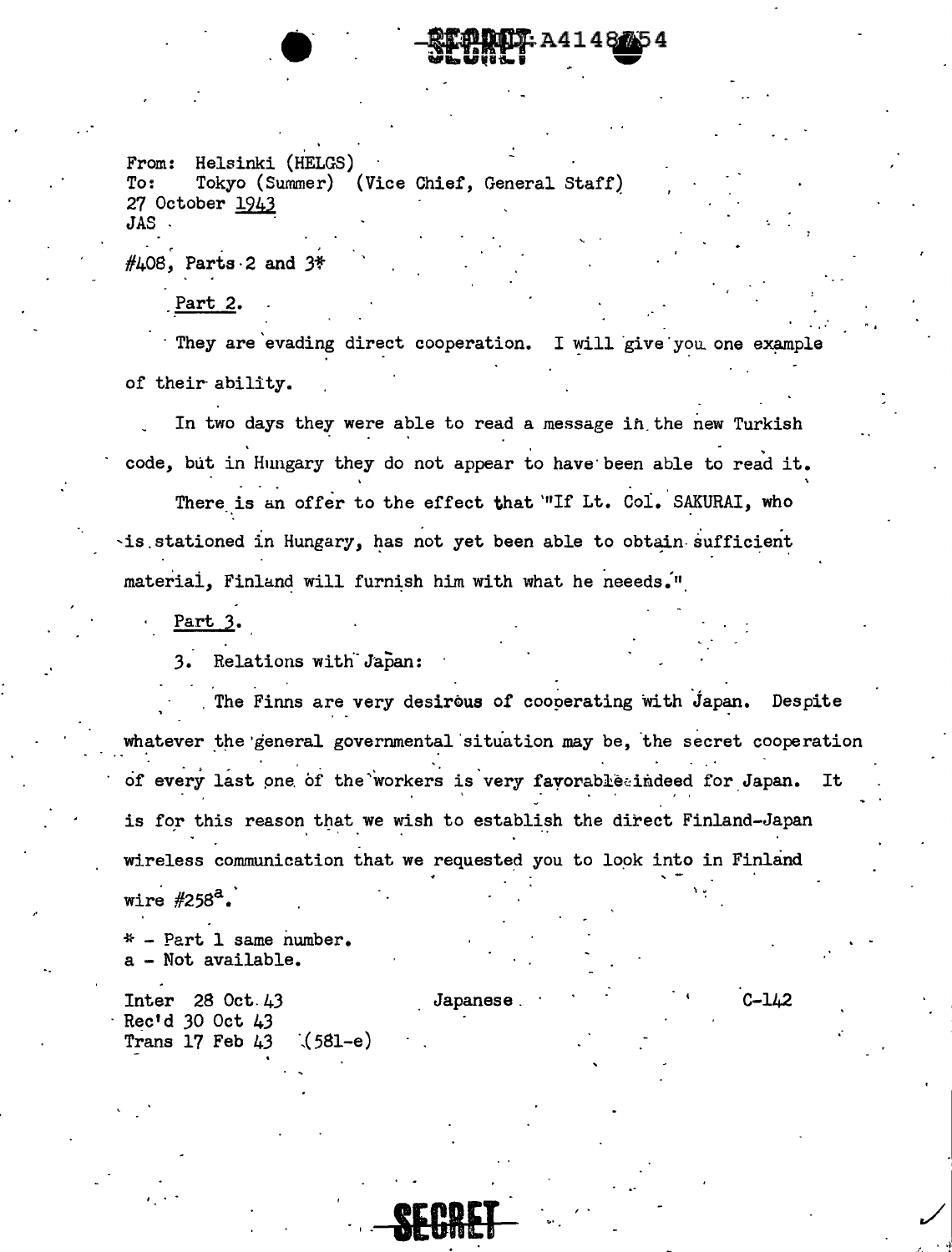SECRET A414854

From: Helsinki (HELGS)
To: Tokyo (Summer) (Vice Chief, General Staff)
27 October 1943
JAS

#408, Parts 2 and 3*

Part 2.

They are evading direct cooperation. I will give you one example of their ability.

In two days they were able to read a message in the new Turkish code, but in Hungary they do not appear to have been able to read it.

There is an offer to the effect that "If Lt. Col. SAKURAI, who is stationed in Hungary, has not yet been able to obtain sufficient material, Finland will furnish him with what he neeeds."

Part 3.

3. Relations with Japan:

The Finns are very desirous of cooperating with Japan. Despite whatever the general governmental situation may be, the secret cooperation of every last one of the workers is very favorable indeed for Japan. It is for this reason that we wish to establish the direct Finland-Japan wireless communication that we requested you to look into in Finland wire #258[a].

* - Part 1 same number.
a - Not available.

Inter 28 Oct 43
Rec'd 30 Oct 43
Trans 17 Feb 43 (581-e)

Japanese

C-142

SECRET